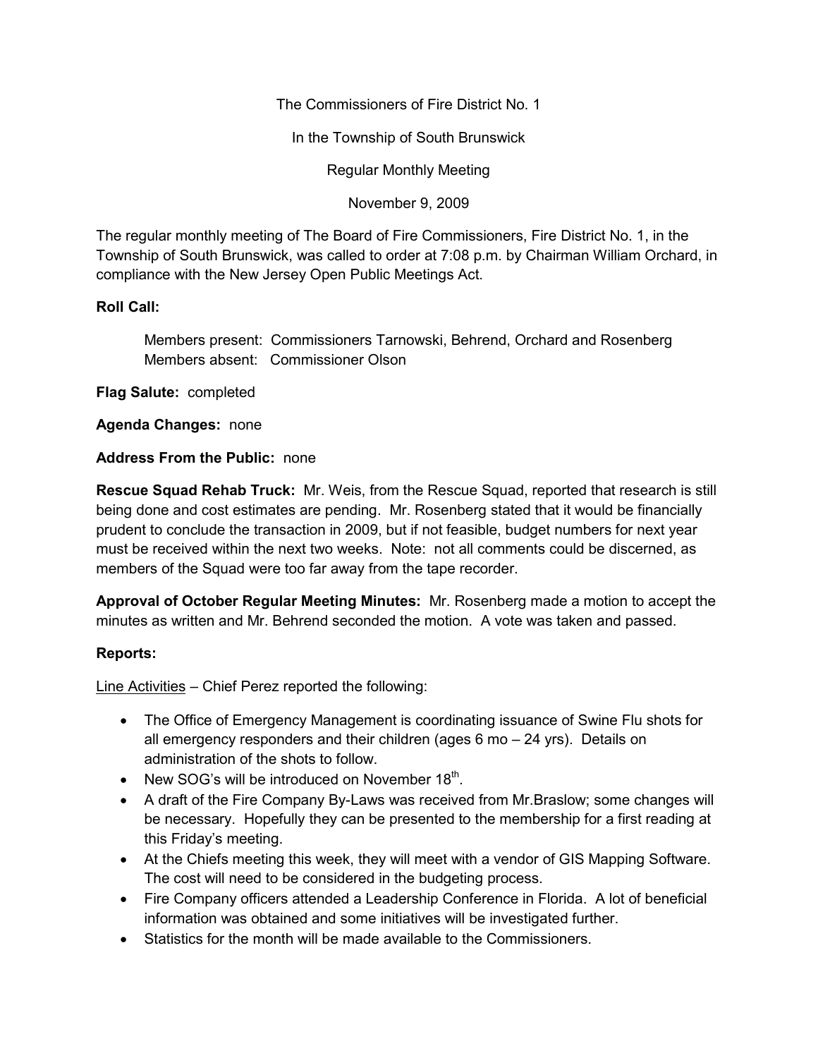The Commissioners of Fire District No. 1

In the Township of South Brunswick

Regular Monthly Meeting

November 9, 2009

The regular monthly meeting of The Board of Fire Commissioners, Fire District No. 1, in the Township of South Brunswick, was called to order at 7:08 p.m. by Chairman William Orchard, in compliance with the New Jersey Open Public Meetings Act.

**Roll Call:**

Members present: Commissioners Tarnowski, Behrend, Orchard and Rosenberg
Members absent: Commissioner Olson

**Flag Salute:** completed

**Agenda Changes:** none

**Address From the Public:** none

**Rescue Squad Rehab Truck:** Mr. Weis, from the Rescue Squad, reported that research is still being done and cost estimates are pending. Mr. Rosenberg stated that it would be financially prudent to conclude the transaction in 2009, but if not feasible, budget numbers for next year must be received within the next two weeks. Note: not all comments could be discerned, as members of the Squad were too far away from the tape recorder.

**Approval of October Regular Meeting Minutes:** Mr. Rosenberg made a motion to accept the minutes as written and Mr. Behrend seconded the motion. A vote was taken and passed.

**Reports:**

Line Activities – Chief Perez reported the following:

- The Office of Emergency Management is coordinating issuance of Swine Flu shots for all emergency responders and their children (ages 6 mo – 24 yrs). Details on administration of the shots to follow.
- New SOG's will be introduced on November 18th.
- A draft of the Fire Company By-Laws was received from Mr.Braslow; some changes will be necessary. Hopefully they can be presented to the membership for a first reading at this Friday's meeting.
- At the Chiefs meeting this week, they will meet with a vendor of GIS Mapping Software. The cost will need to be considered in the budgeting process.
- Fire Company officers attended a Leadership Conference in Florida. A lot of beneficial information was obtained and some initiatives will be investigated further.
- Statistics for the month will be made available to the Commissioners.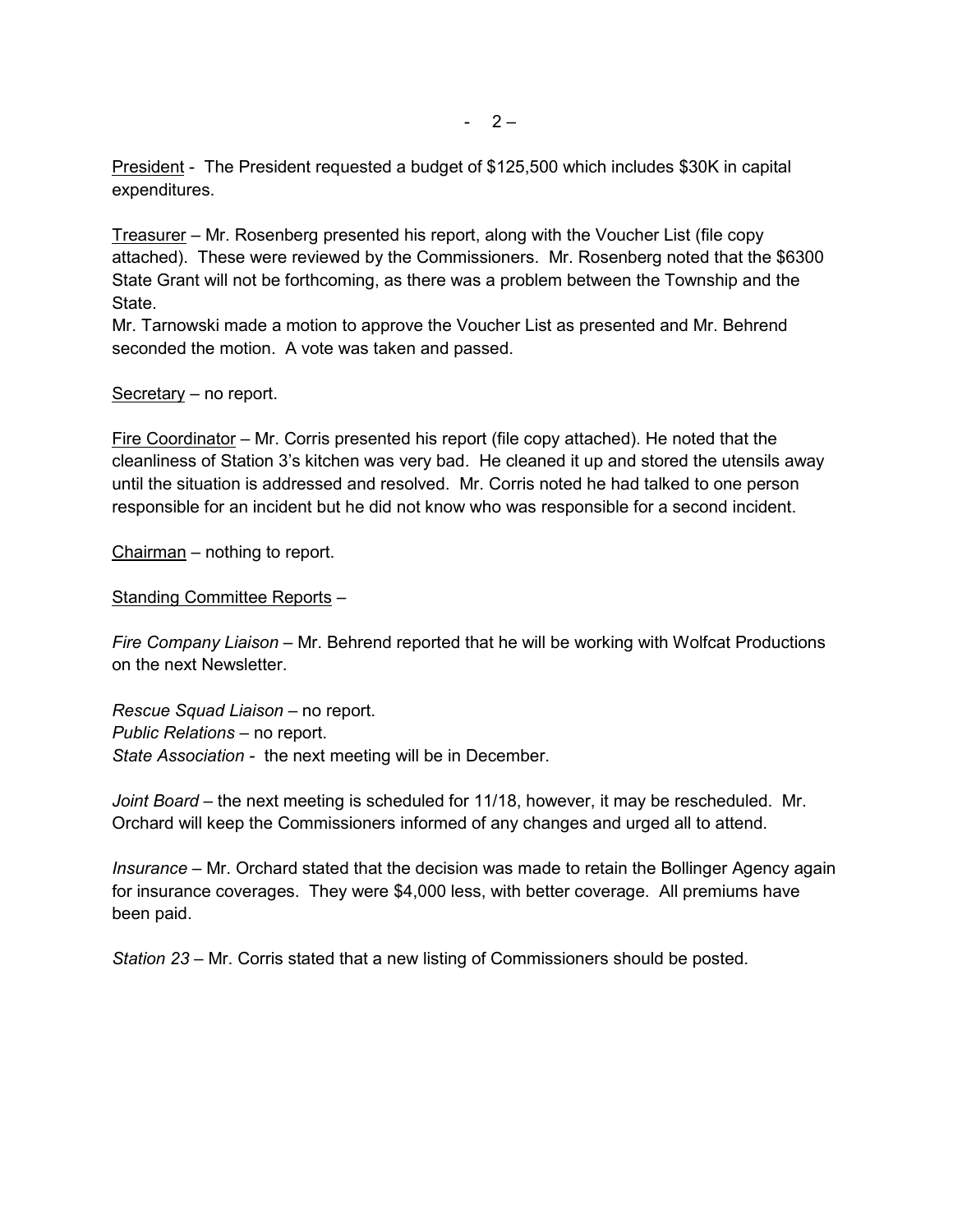President - The President requested a budget of $125,500 which includes $30K in capital expenditures.

Treasurer – Mr. Rosenberg presented his report, along with the Voucher List (file copy attached). These were reviewed by the Commissioners. Mr. Rosenberg noted that the $6300 State Grant will not be forthcoming, as there was a problem between the Township and the State.
Mr. Tarnowski made a motion to approve the Voucher List as presented and Mr. Behrend seconded the motion. A vote was taken and passed.

Secretary – no report.

Fire Coordinator – Mr. Corris presented his report (file copy attached). He noted that the cleanliness of Station 3's kitchen was very bad. He cleaned it up and stored the utensils away until the situation is addressed and resolved. Mr. Corris noted he had talked to one person responsible for an incident but he did not know who was responsible for a second incident.

Chairman – nothing to report.

Standing Committee Reports –

*Fire Company Liaison* – Mr. Behrend reported that he will be working with Wolfcat Productions on the next Newsletter.

*Rescue Squad Liaison* – no report.
*Public Relations* – no report.
*State Association* - the next meeting will be in December.

*Joint Board* – the next meeting is scheduled for 11/18, however, it may be rescheduled. Mr. Orchard will keep the Commissioners informed of any changes and urged all to attend.

*Insurance* – Mr. Orchard stated that the decision was made to retain the Bollinger Agency again for insurance coverages. They were $4,000 less, with better coverage. All premiums have been paid.

*Station 23* – Mr. Corris stated that a new listing of Commissioners should be posted.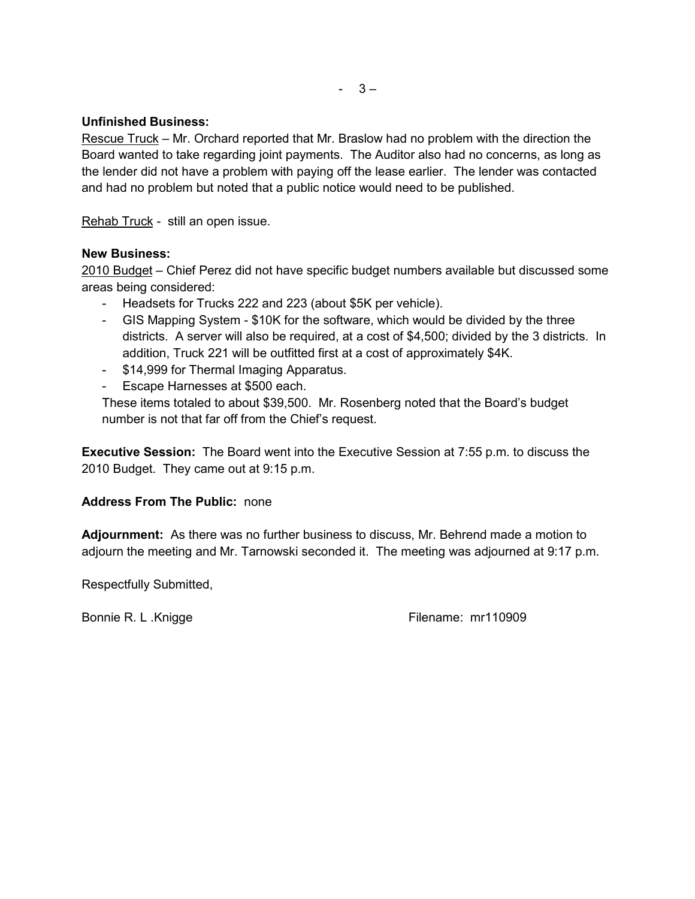**Unfinished Business:**
Rescue Truck – Mr. Orchard reported that Mr. Braslow had no problem with the direction the Board wanted to take regarding joint payments. The Auditor also had no concerns, as long as the lender did not have a problem with paying off the lease earlier. The lender was contacted and had no problem but noted that a public notice would need to be published.

Rehab Truck - still an open issue.

**New Business:**
2010 Budget – Chief Perez did not have specific budget numbers available but discussed some areas being considered:

- Headsets for Trucks 222 and 223 (about $5K per vehicle).
- GIS Mapping System - $10K for the software, which would be divided by the three districts. A server will also be required, at a cost of $4,500; divided by the 3 districts. In addition, Truck 221 will be outfitted first at a cost of approximately $4K.
- $14,999 for Thermal Imaging Apparatus.
- Escape Harnesses at $500 each.

These items totaled to about $39,500. Mr. Rosenberg noted that the Board's budget number is not that far off from the Chief's request.

**Executive Session:** The Board went into the Executive Session at 7:55 p.m. to discuss the 2010 Budget. They came out at 9:15 p.m.

**Address From The Public:** none

**Adjournment:** As there was no further business to discuss, Mr. Behrend made a motion to adjourn the meeting and Mr. Tarnowski seconded it. The meeting was adjourned at 9:17 p.m.

Respectfully Submitted,

Bonnie R. L .Knigge Filename: mr110909